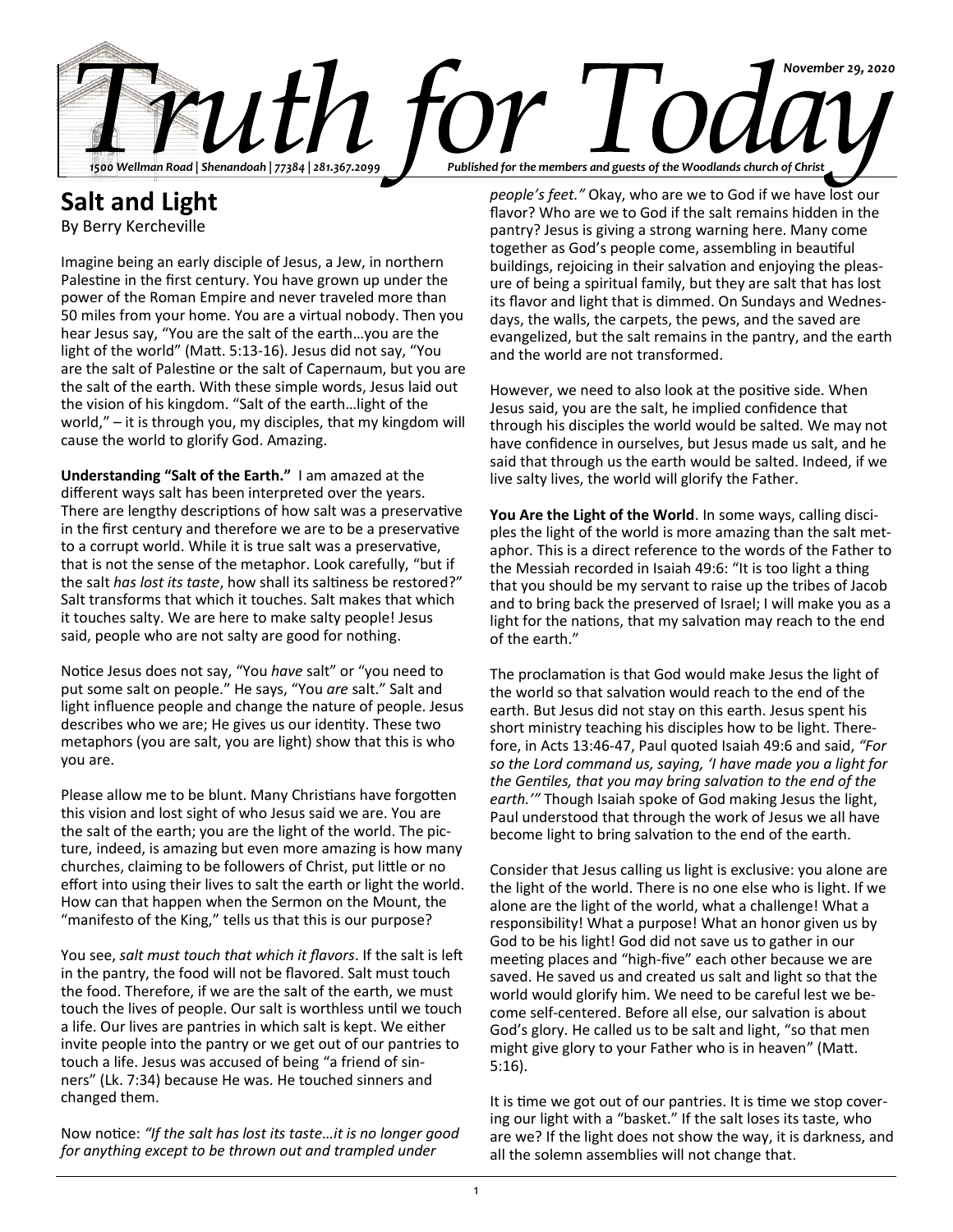# Truth for Today

November 29, 2020

1500 Wellman Road | Shenandoah | 77384 | 281.367.2099

Published for the members and guests of the Woodlands church of Christ

## Salt and Light

By Berry Kercheville

Imagine being an early disciple of Jesus, a Jew, in northern Palestine in the first century. You have grown up under the power of the Roman Empire and never traveled more than 50 miles from your home. You are a virtual nobody. Then you hear Jesus say, "You are the salt of the earth…you are the light of the world" (Matt. 5:13-16). Jesus did not say, "You are the salt of Palestine or the salt of Capernaum, but you are the salt of the earth. With these simple words, Jesus laid out the vision of his kingdom. "Salt of the earth…light of the world," – it is through you, my disciples, that my kingdom will cause the world to glorify God. Amazing.

**Understanding "Salt of the Earth."** I am amazed at the different ways salt has been interpreted over the years. There are lengthy descriptions of how salt was a preservative in the first century and therefore we are to be a preservative to a corrupt world. While it is true salt was a preservative, that is not the sense of the metaphor. Look carefully, "but if the salt *has lost its taste*, how shall its saltiness be restored?" Salt transforms that which it touches. Salt makes that which it touches salty. We are here to make salty people! Jesus said, people who are not salty are good for nothing.

Notice Jesus does not say, "You *have* salt" or "you need to put some salt on people." He says, "You *are* salt." Salt and light influence people and change the nature of people. Jesus describes who we are; He gives us our identity. These two metaphors (you are salt, you are light) show that this is who you are.

Please allow me to be blunt. Many Christians have forgotten this vision and lost sight of who Jesus said we are. You are the salt of the earth; you are the light of the world. The picture, indeed, is amazing but even more amazing is how many churches, claiming to be followers of Christ, put little or no effort into using their lives to salt the earth or light the world. How can that happen when the Sermon on the Mount, the "manifesto of the King," tells us that this is our purpose?

You see, *salt must touch that which it flavors*. If the salt is left in the pantry, the food will not be flavored. Salt must touch the food. Therefore, if we are the salt of the earth, we must touch the lives of people. Our salt is worthless until we touch a life. Our lives are pantries in which salt is kept. We either invite people into the pantry or we get out of our pantries to touch a life. Jesus was accused of being "a friend of sinners" (Lk. 7:34) because He was. He touched sinners and changed them.

Now notice: *"If the salt has lost its taste…it is no longer good for anything except to be thrown out and trampled under people's feet."* Okay, who are we to God if we have lost our flavor? Who are we to God if the salt remains hidden in the pantry? Jesus is giving a strong warning here. Many come together as God's people come, assembling in beautiful buildings, rejoicing in their salvation and enjoying the pleasure of being a spiritual family, but they are salt that has lost its flavor and light that is dimmed. On Sundays and Wednesdays, the walls, the carpets, the pews, and the saved are evangelized, but the salt remains in the pantry, and the earth and the world are not transformed.

However, we need to also look at the positive side. When Jesus said, you are the salt, he implied confidence that through his disciples the world would be salted. We may not have confidence in ourselves, but Jesus made us salt, and he said that through us the earth would be salted. Indeed, if we live salty lives, the world will glorify the Father.

**You Are the Light of the World**. In some ways, calling disciples the light of the world is more amazing than the salt metaphor. This is a direct reference to the words of the Father to the Messiah recorded in Isaiah 49:6: "It is too light a thing that you should be my servant to raise up the tribes of Jacob and to bring back the preserved of Israel; I will make you as a light for the nations, that my salvation may reach to the end of the earth."

The proclamation is that God would make Jesus the light of the world so that salvation would reach to the end of the earth. But Jesus did not stay on this earth. Jesus spent his short ministry teaching his disciples how to be light. Therefore, in Acts 13:46-47, Paul quoted Isaiah 49:6 and said, *"For so the Lord command us, saying, 'I have made you a light for the Gentiles, that you may bring salvation to the end of the earth.'"* Though Isaiah spoke of God making Jesus the light, Paul understood that through the work of Jesus we all have become light to bring salvation to the end of the earth.

Consider that Jesus calling us light is exclusive: you alone are the light of the world. There is no one else who is light. If we alone are the light of the world, what a challenge! What a responsibility! What a purpose! What an honor given us by God to be his light! God did not save us to gather in our meeting places and "high-five" each other because we are saved. He saved us and created us salt and light so that the world would glorify him. We need to be careful lest we become self-centered. Before all else, our salvation is about God's glory. He called us to be salt and light, "so that men might give glory to your Father who is in heaven" (Matt. 5:16).

It is time we got out of our pantries. It is time we stop covering our light with a "basket." If the salt loses its taste, who are we? If the light does not show the way, it is darkness, and all the solemn assemblies will not change that.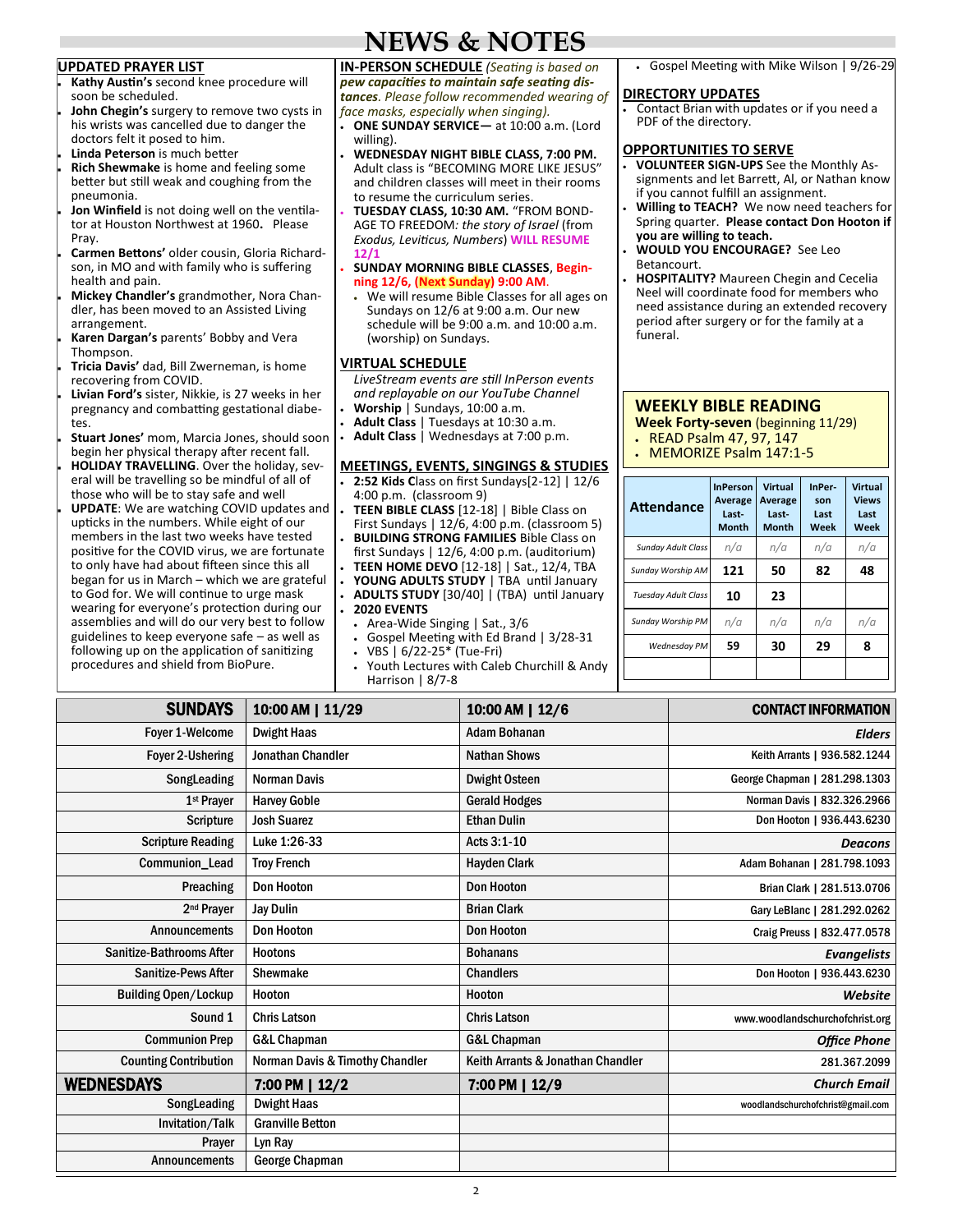# NEWS & NOTES

## UPDATED PRAYER LIST

- **Kathy Austin's** second knee procedure will soon be scheduled.
- **John Chegin's** surgery to remove two cysts in his wrists was cancelled due to danger the doctors felt it posed to him.
- **Linda Peterson** is much better
- **Rich Shewmake** is home and feeling some better but still weak and coughing from the pneumonia.
- **Jon Winfield** is not doing well on the ventilator at Houston Northwest at 1960**.** Please Pray.
- **Carmen Bettons'** older cousin, Gloria Richardson, in MO and with family who is suffering health and pain.
- **Mickey Chandler's** grandmother, Nora Chandler, has been moved to an Assisted Living arrangement.
- **Karen Dargan's** parents' Bobby and Vera Thompson.
- **Tricia Davis'** dad, Bill Zwerneman, is home recovering from COVID.
- **Livian Ford's** sister, Nikkie, is 27 weeks in her pregnancy and combatting gestational diabetes.
- **Stuart Jones'** mom, Marcia Jones, should soon begin her physical therapy after recent fall.
- **HOLIDAY TRAVELLING**. Over the holiday, several will be travelling so be mindful of all of those who will be to stay safe and well
- **UPDATE**: We are watching COVID updates and upticks in the numbers. While eight of our members in the last two weeks have tested positive for the COVID virus, we are fortunate to only have had about fifteen since this all began for us in March – which we are grateful to God for. We will continue to urge mask wearing for everyone's protection during our assemblies and will do our very best to follow guidelines to keep everyone safe – as well as following up on the application of sanitizing procedures and shield from BioPure.

## IN-PERSON SCHEDULE

*(Seating is based on **pew capacities to maintain safe seating distances**. Please follow recommended wearing of face masks, especially when singing).*

- **ONE SUNDAY SERVICE—** at 10:00 a.m. (Lord willing).
- **WEDNESDAY NIGHT BIBLE CLASS, 7:00 PM.** Adult class is "BECOMING MORE LIKE JESUS" and children classes will meet in their rooms to resume the curriculum series.
- **TUESDAY CLASS, 10:30 AM.** "FROM BONDAGE TO FREEDOM: *the story of Israel* (from *Exodus, Leviticus, Numbers*) **WILL RESUME 12/1**
- **SUNDAY MORNING BIBLE CLASSES, Beginning 12/6, (Next Sunday) 9:00 AM.**
  - We will resume Bible Classes for all ages on Sundays on 12/6 at 9:00 a.m. Our new schedule will be 9:00 a.m. and 10:00 a.m. (worship) on Sundays.

## VIRTUAL SCHEDULE

*LiveStream events are still InPerson events and replayable on our YouTube Channel*

- **Worship** | Sundays, 10:00 a.m.
- **Adult Class** | Tuesdays at 10:30 a.m.
- **Adult Class** | Wednesdays at 7:00 p.m.

## MEETINGS, EVENTS, SINGINGS & STUDIES

- **2:52 Kids C**lass on first Sundays[2-12] | 12/6 4:00 p.m. (classroom 9)
- **TEEN BIBLE CLASS** [12-18] | Bible Class on First Sundays | 12/6, 4:00 p.m. (classroom 5)
- **BUILDING STRONG FAMILIES** Bible Class on first Sundays | 12/6, 4:00 p.m. (auditorium)
- **TEEN HOME DEVO** [12-18] | Sat., 12/4, TBA
- **YOUNG ADULTS STUDY** | TBA until January
- **ADULTS STUDY** [30/40] | (TBA) until January
- **2020 EVENTS**
  - Area-Wide Singing | Sat., 3/6
  - Gospel Meeting with Ed Brand | 3/28-31
  - VBS | 6/22-25* (Tue-Fri)
  - Youth Lectures with Caleb Churchill & Andy Harrison | 8/7-8
  - Gospel Meeting with Mike Wilson | 9/26-29

## DIRECTORY UPDATES

- Contact Brian with updates or if you need a PDF of the directory.

## OPPORTUNITIES TO SERVE

- **VOLUNTEER SIGN-UPS** See the Monthly Assignments and let Barrett, Al, or Nathan know if you cannot fulfill an assignment.
- **Willing to TEACH?** We now need teachers for Spring quarter. **Please contact Don Hooton if you are willing to teach.**
- **WOULD YOU ENCOURAGE?** See Leo Betancourt.
- **HOSPITALITY?** Maureen Chegin and Cecelia Neel will coordinate food for members who need assistance during an extended recovery period after surgery or for the family at a funeral.

## WEEKLY BIBLE READING

**Week Forty-seven** (beginning 11/29)

- READ Psalm 47, 97, 147
- MEMORIZE Psalm 147:1-5

| Attendance | InPerson Average Last-Month | Virtual Average Last-Month | InPerson Last Week | Virtual Views Last Week |
|---|---|---|---|---|
| *Sunday Adult Class* | *n/a* | *n/a* | *n/a* | *n/a* |
| *Sunday Worship AM* | 121 | 50 | 82 | 48 |
| *Tuesday Adult Class* | 10 | 23 | | |
| *Sunday Worship PM* | *n/a* | *n/a* | *n/a* | *n/a* |
| *Wednesday PM* | 59 | 30 | 29 | 8 |

| SUNDAYS | 10:00 AM \| 11/29 | 10:00 AM \| 12/6 | CONTACT INFORMATION |
|---|---|---|---|
| Foyer 1-Welcome | Dwight Haas | Adam Bohanan | ***Elders*** |
| Foyer 2-Ushering | Jonathan Chandler | Nathan Shows | Keith Arrants \| 936.582.1244 |
| SongLeading | Norman Davis | Dwight Osteen | George Chapman \| 281.298.1303 |
| 1st Prayer | Harvey Goble | Gerald Hodges | Norman Davis \| 832.326.2966 |
| Scripture | Josh Suarez | Ethan Dulin | Don Hooton \| 936.443.6230 |
| Scripture Reading | Luke 1:26-33 | Acts 3:1-10 | ***Deacons*** |
| Communion_Lead | Troy French | Hayden Clark | Adam Bohanan \| 281.798.1093 |
| Preaching | Don Hooton | Don Hooton | Brian Clark \| 281.513.0706 |
| 2nd Prayer | Jay Dulin | Brian Clark | Gary LeBlanc \| 281.292.0262 |
| Announcements | Don Hooton | Don Hooton | Craig Preuss \| 832.477.0578 |
| Sanitize-Bathrooms After | Hootons | Bohanans | ***Evangelists*** |
| Sanitize-Pews After | Shewmake | Chandlers | Don Hooton \| 936.443.6230 |
| Building Open/Lockup | Hooton | Hooton | ***Website*** |
| Sound 1 | Chris Latson | Chris Latson | www.woodlandschurchofchrist.org |
| Communion Prep | G&L Chapman | G&L Chapman | ***Office Phone*** |
| Counting Contribution | Norman Davis & Timothy Chandler | Keith Arrants & Jonathan Chandler | 281.367.2099 |
| **WEDNESDAYS** | **7:00 PM \| 12/2** | **7:00 PM \| 12/9** | ***Church Email*** |
| SongLeading | Dwight Haas | | woodlandschurchofchrist@gmail.com |
| Invitation/Talk | Granville Betton | | |
| Prayer | Lyn Ray | | |
| Announcements | George Chapman | | |